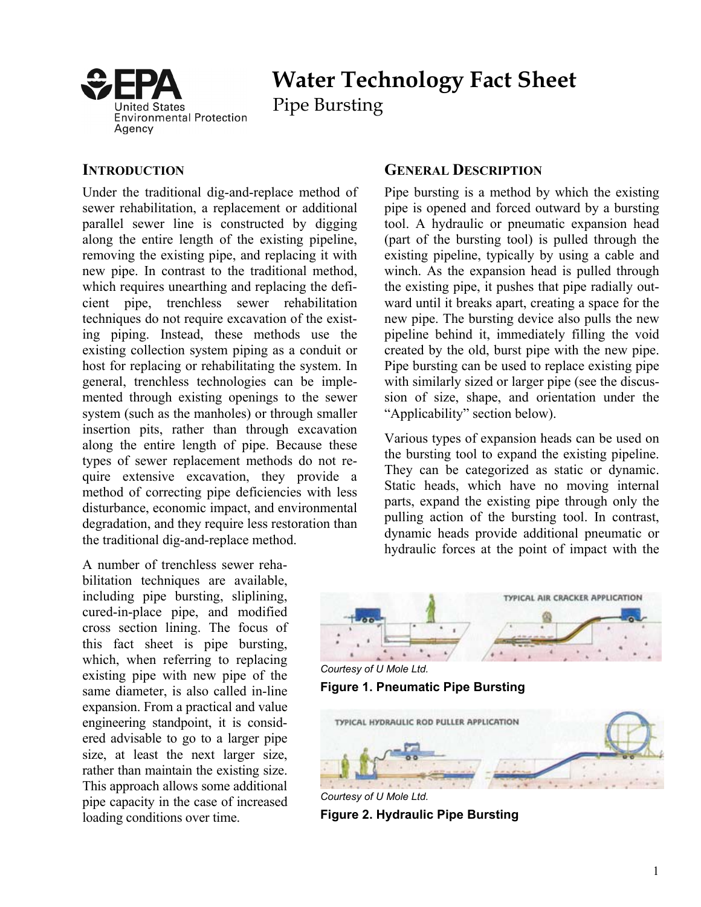# Water Technology Fact Sheet
## Pipe Bursting

United States Environmental Protection Agency

## INTRODUCTION

Under the traditional dig-and-replace method of sewer rehabilitation, a replacement or additional parallel sewer line is constructed by digging along the entire length of the existing pipeline, removing the existing pipe, and replacing it with new pipe. In contrast to the traditional method, which requires unearthing and replacing the deficient pipe, trenchless sewer rehabilitation techniques do not require excavation of the existing piping. Instead, these methods use the existing collection system piping as a conduit or host for replacing or rehabilitating the system. In general, trenchless technologies can be implemented through existing openings to the sewer system (such as the manholes) or through smaller insertion pits, rather than through excavation along the entire length of pipe. Because these types of sewer replacement methods do not require extensive excavation, they provide a method of correcting pipe deficiencies with less disturbance, economic impact, and environmental degradation, and they require less restoration than the traditional dig-and-replace method.

A number of trenchless sewer rehabilitation techniques are available, including pipe bursting, sliplining, cured-in-place pipe, and modified cross section lining. The focus of this fact sheet is pipe bursting, which, when referring to replacing existing pipe with new pipe of the same diameter, is also called in-line expansion. From a practical and value engineering standpoint, it is considered advisable to go to a larger pipe size, at least the next larger size, rather than maintain the existing size. This approach allows some additional pipe capacity in the case of increased loading conditions over time.

## GENERAL DESCRIPTION

Pipe bursting is a method by which the existing pipe is opened and forced outward by a bursting tool. A hydraulic or pneumatic expansion head (part of the bursting tool) is pulled through the existing pipeline, typically by using a cable and winch. As the expansion head is pulled through the existing pipe, it pushes that pipe radially outward until it breaks apart, creating a space for the new pipe. The bursting device also pulls the new pipeline behind it, immediately filling the void created by the old, burst pipe with the new pipe. Pipe bursting can be used to replace existing pipe with similarly sized or larger pipe (see the discussion of size, shape, and orientation under the "Applicability" section below).

Various types of expansion heads can be used on the bursting tool to expand the existing pipeline. They can be categorized as static or dynamic. Static heads, which have no moving internal parts, expand the existing pipe through only the pulling action of the bursting tool. In contrast, dynamic heads provide additional pneumatic or hydraulic forces at the point of impact with the

*Courtesy of U Mole Ltd.*

**Figure 1. Pneumatic Pipe Bursting**

*Courtesy of U Mole Ltd.*

**Figure 2. Hydraulic Pipe Bursting**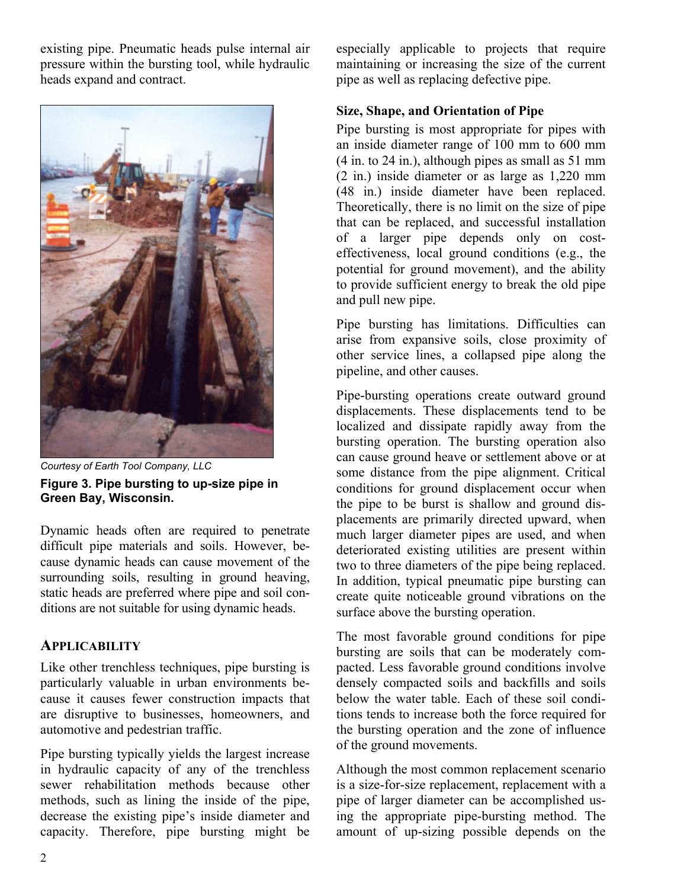existing pipe. Pneumatic heads pulse internal air pressure within the bursting tool, while hydraulic heads expand and contract.

*Courtesy of Earth Tool Company, LLC*

**Figure 3. Pipe bursting to up-size pipe in Green Bay, Wisconsin.**

Dynamic heads often are required to penetrate difficult pipe materials and soils. However, because dynamic heads can cause movement of the surrounding soils, resulting in ground heaving, static heads are preferred where pipe and soil conditions are not suitable for using dynamic heads.

## APPLICABILITY

Like other trenchless techniques, pipe bursting is particularly valuable in urban environments because it causes fewer construction impacts that are disruptive to businesses, homeowners, and automotive and pedestrian traffic.

Pipe bursting typically yields the largest increase in hydraulic capacity of any of the trenchless sewer rehabilitation methods because other methods, such as lining the inside of the pipe, decrease the existing pipe's inside diameter and capacity. Therefore, pipe bursting might be especially applicable to projects that require maintaining or increasing the size of the current pipe as well as replacing defective pipe.

### Size, Shape, and Orientation of Pipe

Pipe bursting is most appropriate for pipes with an inside diameter range of 100 mm to 600 mm (4 in. to 24 in.), although pipes as small as 51 mm (2 in.) inside diameter or as large as 1,220 mm (48 in.) inside diameter have been replaced. Theoretically, there is no limit on the size of pipe that can be replaced, and successful installation of a larger pipe depends only on cost-effectiveness, local ground conditions (e.g., the potential for ground movement), and the ability to provide sufficient energy to break the old pipe and pull new pipe.

Pipe bursting has limitations. Difficulties can arise from expansive soils, close proximity of other service lines, a collapsed pipe along the pipeline, and other causes.

Pipe-bursting operations create outward ground displacements. These displacements tend to be localized and dissipate rapidly away from the bursting operation. The bursting operation also can cause ground heave or settlement above or at some distance from the pipe alignment. Critical conditions for ground displacement occur when the pipe to be burst is shallow and ground displacements are primarily directed upward, when much larger diameter pipes are used, and when deteriorated existing utilities are present within two to three diameters of the pipe being replaced. In addition, typical pneumatic pipe bursting can create quite noticeable ground vibrations on the surface above the bursting operation.

The most favorable ground conditions for pipe bursting are soils that can be moderately compacted. Less favorable ground conditions involve densely compacted soils and backfills and soils below the water table. Each of these soil conditions tends to increase both the force required for the bursting operation and the zone of influence of the ground movements.

Although the most common replacement scenario is a size-for-size replacement, replacement with a pipe of larger diameter can be accomplished using the appropriate pipe-bursting method. The amount of up-sizing possible depends on the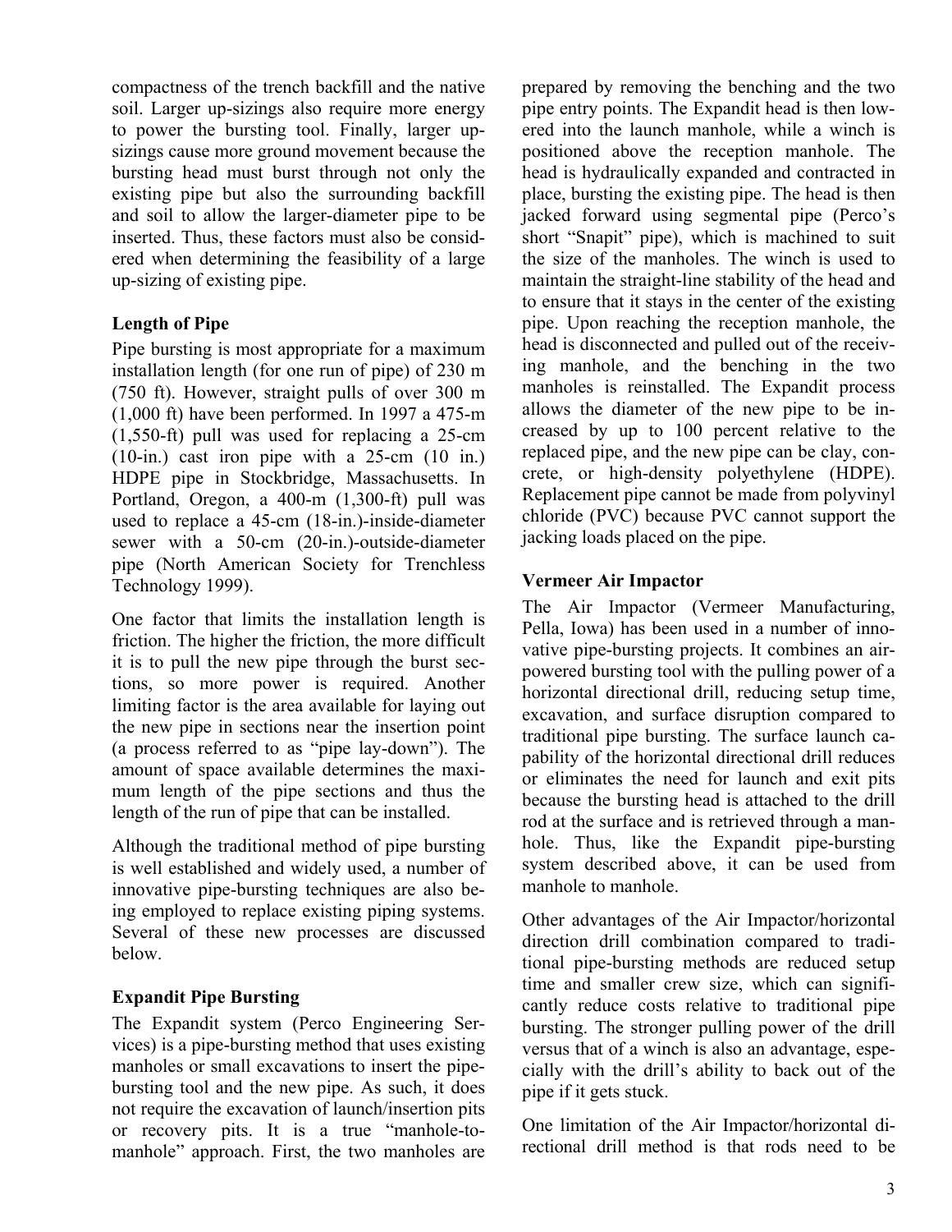compactness of the trench backfill and the native soil. Larger up-sizings also require more energy to power the bursting tool. Finally, larger up-sizings cause more ground movement because the bursting head must burst through not only the existing pipe but also the surrounding backfill and soil to allow the larger-diameter pipe to be inserted. Thus, these factors must also be considered when determining the feasibility of a large up-sizing of existing pipe.

### Length of Pipe

Pipe bursting is most appropriate for a maximum installation length (for one run of pipe) of 230 m (750 ft). However, straight pulls of over 300 m (1,000 ft) have been performed. In 1997 a 475-m (1,550-ft) pull was used for replacing a 25-cm (10-in.) cast iron pipe with a 25-cm (10 in.) HDPE pipe in Stockbridge, Massachusetts. In Portland, Oregon, a 400-m (1,300-ft) pull was used to replace a 45-cm (18-in.)-inside-diameter sewer with a 50-cm (20-in.)-outside-diameter pipe (North American Society for Trenchless Technology 1999).

One factor that limits the installation length is friction. The higher the friction, the more difficult it is to pull the new pipe through the burst sections, so more power is required. Another limiting factor is the area available for laying out the new pipe in sections near the insertion point (a process referred to as "pipe lay-down"). The amount of space available determines the maximum length of the pipe sections and thus the length of the run of pipe that can be installed.

Although the traditional method of pipe bursting is well established and widely used, a number of innovative pipe-bursting techniques are also being employed to replace existing piping systems. Several of these new processes are discussed below.

### Expandit Pipe Bursting

The Expandit system (Perco Engineering Services) is a pipe-bursting method that uses existing manholes or small excavations to insert the pipe-bursting tool and the new pipe. As such, it does not require the excavation of launch/insertion pits or recovery pits. It is a true "manhole-to-manhole" approach. First, the two manholes are prepared by removing the benching and the two pipe entry points. The Expandit head is then lowered into the launch manhole, while a winch is positioned above the reception manhole. The head is hydraulically expanded and contracted in place, bursting the existing pipe. The head is then jacked forward using segmental pipe (Perco's short "Snapit" pipe), which is machined to suit the size of the manholes. The winch is used to maintain the straight-line stability of the head and to ensure that it stays in the center of the existing pipe. Upon reaching the reception manhole, the head is disconnected and pulled out of the receiving manhole, and the benching in the two manholes is reinstalled. The Expandit process allows the diameter of the new pipe to be increased by up to 100 percent relative to the replaced pipe, and the new pipe can be clay, concrete, or high-density polyethylene (HDPE). Replacement pipe cannot be made from polyvinyl chloride (PVC) because PVC cannot support the jacking loads placed on the pipe.

### Vermeer Air Impactor

The Air Impactor (Vermeer Manufacturing, Pella, Iowa) has been used in a number of innovative pipe-bursting projects. It combines an air-powered bursting tool with the pulling power of a horizontal directional drill, reducing setup time, excavation, and surface disruption compared to traditional pipe bursting. The surface launch capability of the horizontal directional drill reduces or eliminates the need for launch and exit pits because the bursting head is attached to the drill rod at the surface and is retrieved through a manhole. Thus, like the Expandit pipe-bursting system described above, it can be used from manhole to manhole.

Other advantages of the Air Impactor/horizontal direction drill combination compared to traditional pipe-bursting methods are reduced setup time and smaller crew size, which can significantly reduce costs relative to traditional pipe bursting. The stronger pulling power of the drill versus that of a winch is also an advantage, especially with the drill's ability to back out of the pipe if it gets stuck.

One limitation of the Air Impactor/horizontal directional drill method is that rods need to be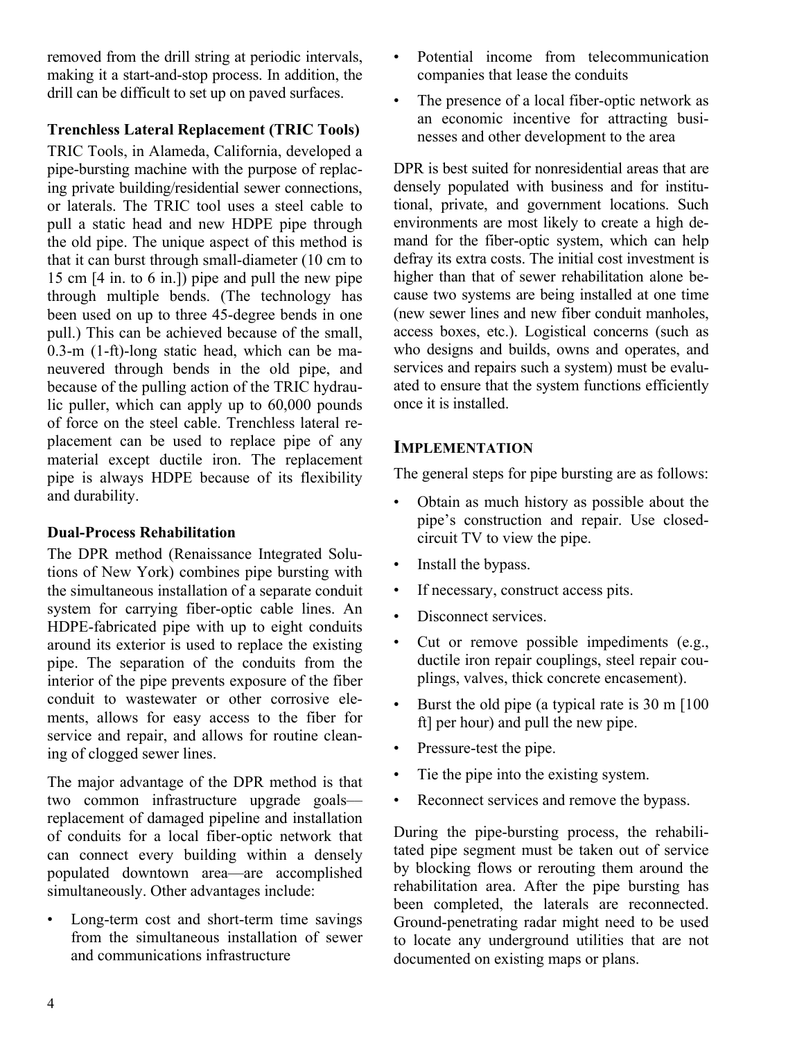removed from the drill string at periodic intervals, making it a start-and-stop process. In addition, the drill can be difficult to set up on paved surfaces.

**Trenchless Lateral Replacement (TRIC Tools)**

TRIC Tools, in Alameda, California, developed a pipe-bursting machine with the purpose of replacing private building/residential sewer connections, or laterals. The TRIC tool uses a steel cable to pull a static head and new HDPE pipe through the old pipe. The unique aspect of this method is that it can burst through small-diameter (10 cm to 15 cm [4 in. to 6 in.]) pipe and pull the new pipe through multiple bends. (The technology has been used on up to three 45-degree bends in one pull.) This can be achieved because of the small, 0.3-m (1-ft)-long static head, which can be maneuvered through bends in the old pipe, and because of the pulling action of the TRIC hydraulic puller, which can apply up to 60,000 pounds of force on the steel cable. Trenchless lateral replacement can be used to replace pipe of any material except ductile iron. The replacement pipe is always HDPE because of its flexibility and durability.

**Dual-Process Rehabilitation**

The DPR method (Renaissance Integrated Solutions of New York) combines pipe bursting with the simultaneous installation of a separate conduit system for carrying fiber-optic cable lines. An HDPE-fabricated pipe with up to eight conduits around its exterior is used to replace the existing pipe. The separation of the conduits from the interior of the pipe prevents exposure of the fiber conduit to wastewater or other corrosive elements, allows for easy access to the fiber for service and repair, and allows for routine cleaning of clogged sewer lines.

The major advantage of the DPR method is that two common infrastructure upgrade goals—replacement of damaged pipeline and installation of conduits for a local fiber-optic network that can connect every building within a densely populated downtown area—are accomplished simultaneously. Other advantages include:

- Long-term cost and short-term time savings from the simultaneous installation of sewer and communications infrastructure
- Potential income from telecommunication companies that lease the conduits
- The presence of a local fiber-optic network as an economic incentive for attracting businesses and other development to the area

DPR is best suited for nonresidential areas that are densely populated with business and for institutional, private, and government locations. Such environments are most likely to create a high demand for the fiber-optic system, which can help defray its extra costs. The initial cost investment is higher than that of sewer rehabilitation alone because two systems are being installed at one time (new sewer lines and new fiber conduit manholes, access boxes, etc.). Logistical concerns (such as who designs and builds, owns and operates, and services and repairs such a system) must be evaluated to ensure that the system functions efficiently once it is installed.

## IMPLEMENTATION

The general steps for pipe bursting are as follows:

- Obtain as much history as possible about the pipe's construction and repair. Use closed-circuit TV to view the pipe.
- Install the bypass.
- If necessary, construct access pits.
- Disconnect services.
- Cut or remove possible impediments (e.g., ductile iron repair couplings, steel repair couplings, valves, thick concrete encasement).
- Burst the old pipe (a typical rate is 30 m [100 ft] per hour) and pull the new pipe.
- Pressure-test the pipe.
- Tie the pipe into the existing system.
- Reconnect services and remove the bypass.

During the pipe-bursting process, the rehabilitated pipe segment must be taken out of service by blocking flows or rerouting them around the rehabilitation area. After the pipe bursting has been completed, the laterals are reconnected. Ground-penetrating radar might need to be used to locate any underground utilities that are not documented on existing maps or plans.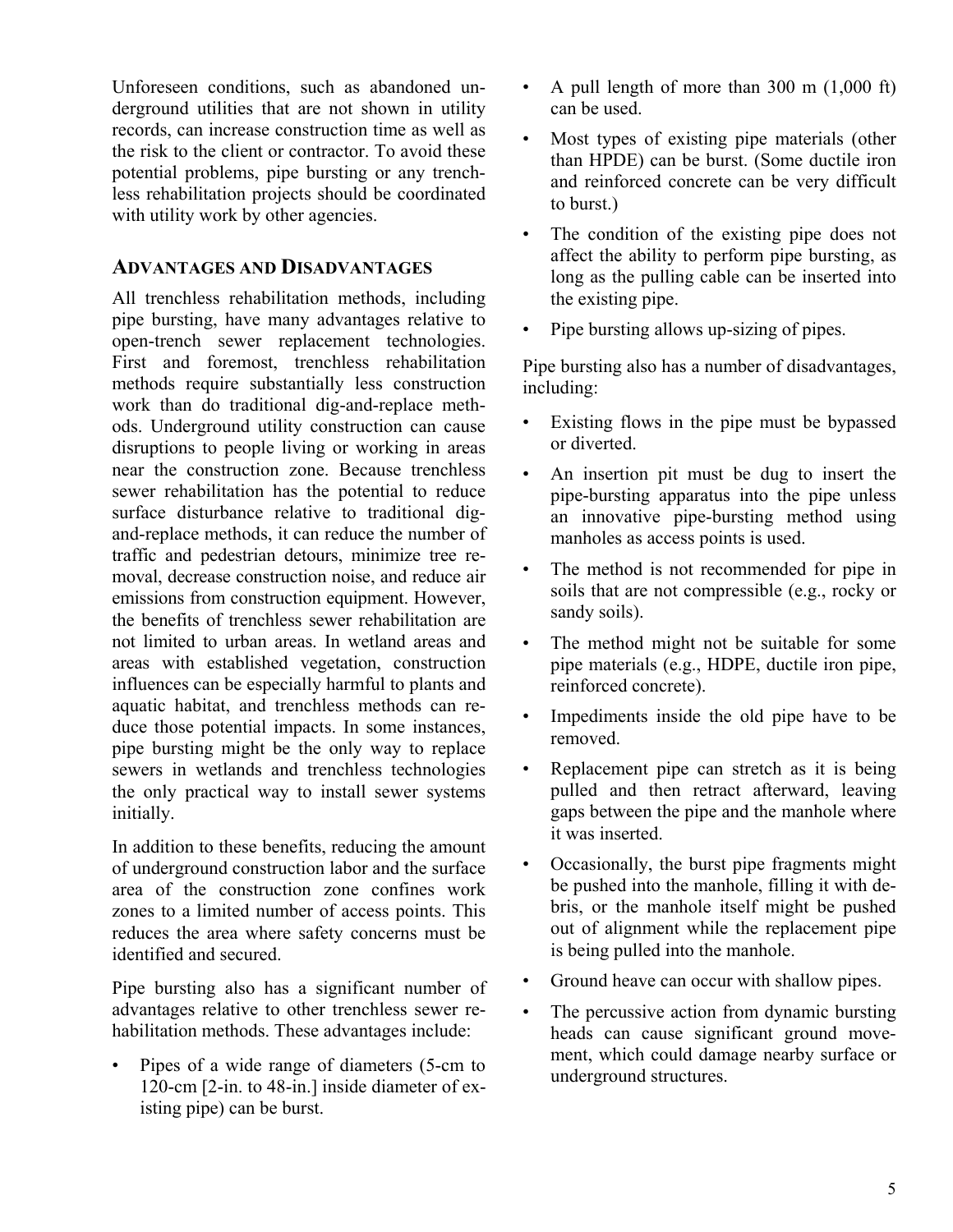Unforeseen conditions, such as abandoned underground utilities that are not shown in utility records, can increase construction time as well as the risk to the client or contractor. To avoid these potential problems, pipe bursting or any trenchless rehabilitation projects should be coordinated with utility work by other agencies.

## ADVANTAGES AND DISADVANTAGES

All trenchless rehabilitation methods, including pipe bursting, have many advantages relative to open-trench sewer replacement technologies. First and foremost, trenchless rehabilitation methods require substantially less construction work than do traditional dig-and-replace methods. Underground utility construction can cause disruptions to people living or working in areas near the construction zone. Because trenchless sewer rehabilitation has the potential to reduce surface disturbance relative to traditional dig-and-replace methods, it can reduce the number of traffic and pedestrian detours, minimize tree removal, decrease construction noise, and reduce air emissions from construction equipment. However, the benefits of trenchless sewer rehabilitation are not limited to urban areas. In wetland areas and areas with established vegetation, construction influences can be especially harmful to plants and aquatic habitat, and trenchless methods can reduce those potential impacts. In some instances, pipe bursting might be the only way to replace sewers in wetlands and trenchless technologies the only practical way to install sewer systems initially.

In addition to these benefits, reducing the amount of underground construction labor and the surface area of the construction zone confines work zones to a limited number of access points. This reduces the area where safety concerns must be identified and secured.

Pipe bursting also has a significant number of advantages relative to other trenchless sewer rehabilitation methods. These advantages include:

- Pipes of a wide range of diameters (5-cm to 120-cm [2-in. to 48-in.] inside diameter of existing pipe) can be burst.
- A pull length of more than 300 m (1,000 ft) can be used.
- Most types of existing pipe materials (other than HPDE) can be burst. (Some ductile iron and reinforced concrete can be very difficult to burst.)
- The condition of the existing pipe does not affect the ability to perform pipe bursting, as long as the pulling cable can be inserted into the existing pipe.
- Pipe bursting allows up-sizing of pipes.

Pipe bursting also has a number of disadvantages, including:

- Existing flows in the pipe must be bypassed or diverted.
- An insertion pit must be dug to insert the pipe-bursting apparatus into the pipe unless an innovative pipe-bursting method using manholes as access points is used.
- The method is not recommended for pipe in soils that are not compressible (e.g., rocky or sandy soils).
- The method might not be suitable for some pipe materials (e.g., HDPE, ductile iron pipe, reinforced concrete).
- Impediments inside the old pipe have to be removed.
- Replacement pipe can stretch as it is being pulled and then retract afterward, leaving gaps between the pipe and the manhole where it was inserted.
- Occasionally, the burst pipe fragments might be pushed into the manhole, filling it with debris, or the manhole itself might be pushed out of alignment while the replacement pipe is being pulled into the manhole.
- Ground heave can occur with shallow pipes.
- The percussive action from dynamic bursting heads can cause significant ground movement, which could damage nearby surface or underground structures.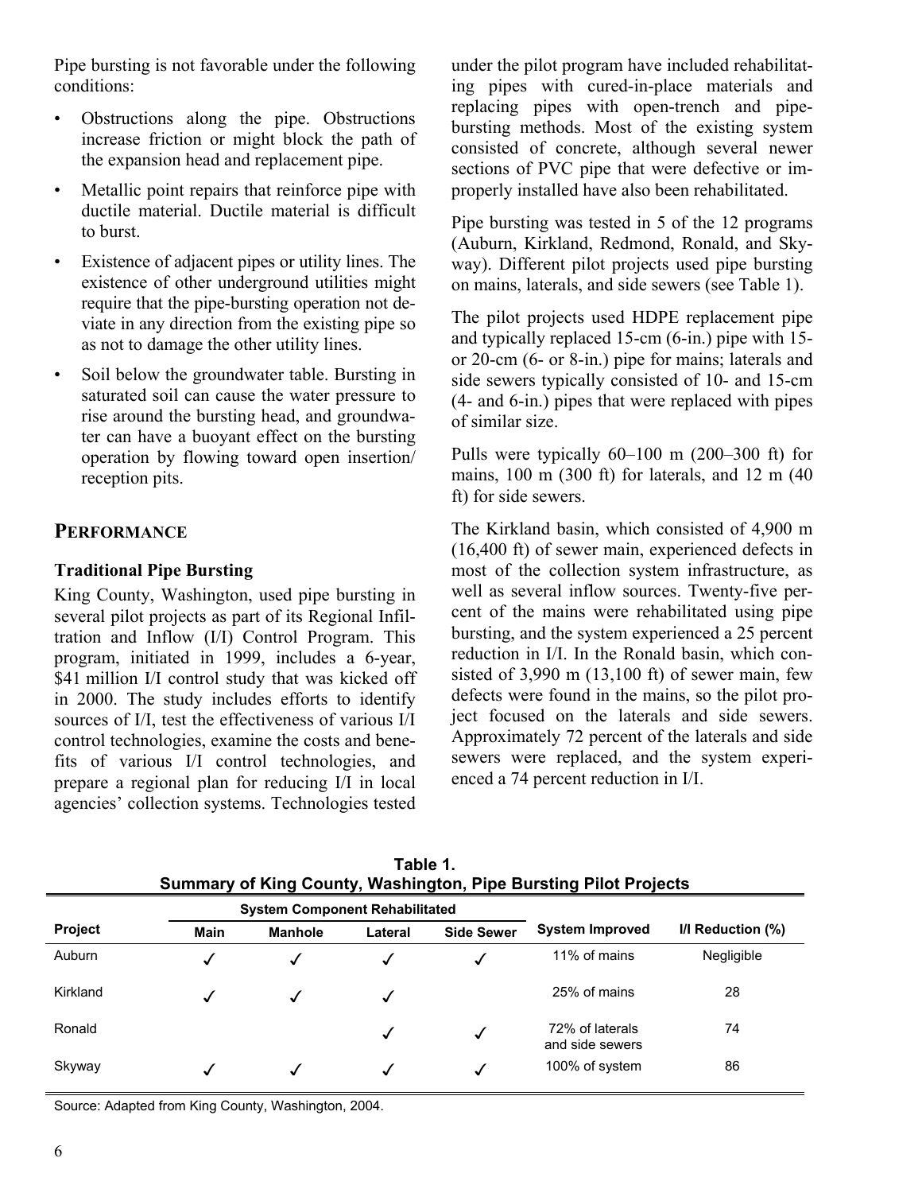Pipe bursting is not favorable under the following conditions:

- Obstructions along the pipe. Obstructions increase friction or might block the path of the expansion head and replacement pipe.
- Metallic point repairs that reinforce pipe with ductile material. Ductile material is difficult to burst.
- Existence of adjacent pipes or utility lines. The existence of other underground utilities might require that the pipe-bursting operation not deviate in any direction from the existing pipe so as not to damage the other utility lines.
- Soil below the groundwater table. Bursting in saturated soil can cause the water pressure to rise around the bursting head, and groundwater can have a buoyant effect on the bursting operation by flowing toward open insertion/ reception pits.

## PERFORMANCE

### Traditional Pipe Bursting

King County, Washington, used pipe bursting in several pilot projects as part of its Regional Infiltration and Inflow (I/I) Control Program. This program, initiated in 1999, includes a 6-year, $41 million I/I control study that was kicked off in 2000. The study includes efforts to identify sources of I/I, test the effectiveness of various I/I control technologies, examine the costs and benefits of various I/I control technologies, and prepare a regional plan for reducing I/I in local agencies' collection systems. Technologies tested under the pilot program have included rehabilitating pipes with cured-in-place materials and replacing pipes with open-trench and pipe-bursting methods. Most of the existing system consisted of concrete, although several newer sections of PVC pipe that were defective or improperly installed have also been rehabilitated.

Pipe bursting was tested in 5 of the 12 programs (Auburn, Kirkland, Redmond, Ronald, and Skyway). Different pilot projects used pipe bursting on mains, laterals, and side sewers (see Table 1).

The pilot projects used HDPE replacement pipe and typically replaced 15-cm (6-in.) pipe with 15- or 20-cm (6- or 8-in.) pipe for mains; laterals and side sewers typically consisted of 10- and 15-cm (4- and 6-in.) pipes that were replaced with pipes of similar size.

Pulls were typically 60–100 m (200–300 ft) for mains, 100 m (300 ft) for laterals, and 12 m (40 ft) for side sewers.

The Kirkland basin, which consisted of 4,900 m (16,400 ft) of sewer main, experienced defects in most of the collection system infrastructure, as well as several inflow sources. Twenty-five percent of the mains were rehabilitated using pipe bursting, and the system experienced a 25 percent reduction in I/I. In the Ronald basin, which consisted of 3,990 m (13,100 ft) of sewer main, few defects were found in the mains, so the pilot project focused on the laterals and side sewers. Approximately 72 percent of the laterals and side sewers were replaced, and the system experienced a 74 percent reduction in I/I.

**Table 1.**
**Summary of King County, Washington, Pipe Bursting Pilot Projects**

| Project | System Component Rehabilitated | | | | System Improved | I/I Reduction (%) |
|---|---|---|---|---|---|---|
| | Main | Manhole | Lateral | Side Sewer | | |
| Auburn | ✓ | ✓ | ✓ | ✓ | 11% of mains | Negligible |
| Kirkland | ✓ | ✓ | ✓ | | 25% of mains | 28 |
| Ronald | | | ✓ | ✓ | 72% of laterals and side sewers | 74 |
| Skyway | ✓ | ✓ | ✓ | ✓ | 100% of system | 86 |

Source: Adapted from King County, Washington, 2004.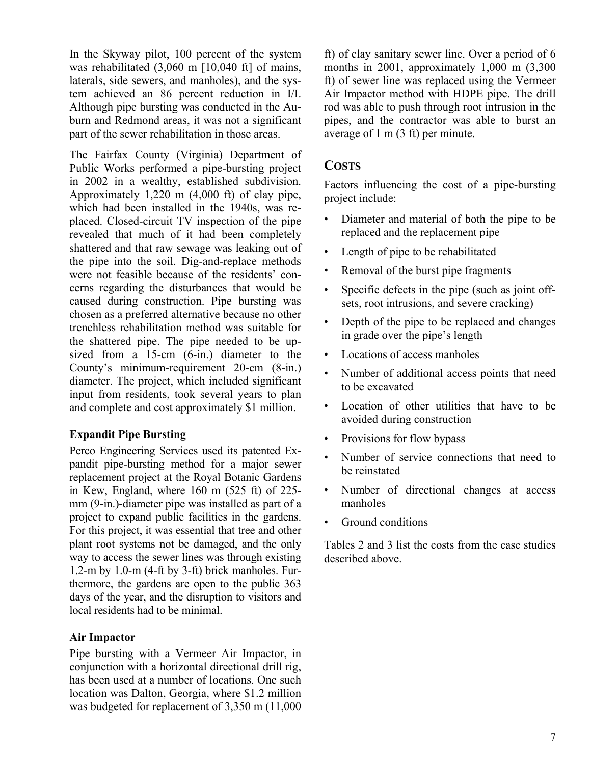In the Skyway pilot, 100 percent of the system was rehabilitated (3,060 m [10,040 ft] of mains, laterals, side sewers, and manholes), and the system achieved an 86 percent reduction in I/I. Although pipe bursting was conducted in the Auburn and Redmond areas, it was not a significant part of the sewer rehabilitation in those areas.

The Fairfax County (Virginia) Department of Public Works performed a pipe-bursting project in 2002 in a wealthy, established subdivision. Approximately 1,220 m (4,000 ft) of clay pipe, which had been installed in the 1940s, was replaced. Closed-circuit TV inspection of the pipe revealed that much of it had been completely shattered and that raw sewage was leaking out of the pipe into the soil. Dig-and-replace methods were not feasible because of the residents' concerns regarding the disturbances that would be caused during construction. Pipe bursting was chosen as a preferred alternative because no other trenchless rehabilitation method was suitable for the shattered pipe. The pipe needed to be upsized from a 15-cm (6-in.) diameter to the County's minimum-requirement 20-cm (8-in.) diameter. The project, which included significant input from residents, took several years to plan and complete and cost approximately $1 million.

### Expandit Pipe Bursting

Perco Engineering Services used its patented Expandit pipe-bursting method for a major sewer replacement project at the Royal Botanic Gardens in Kew, England, where 160 m (525 ft) of 225-mm (9-in.)-diameter pipe was installed as part of a project to expand public facilities in the gardens. For this project, it was essential that tree and other plant root systems not be damaged, and the only way to access the sewer lines was through existing 1.2-m by 1.0-m (4-ft by 3-ft) brick manholes. Furthermore, the gardens are open to the public 363 days of the year, and the disruption to visitors and local residents had to be minimal.

### Air Impactor

Pipe bursting with a Vermeer Air Impactor, in conjunction with a horizontal directional drill rig, has been used at a number of locations. One such location was Dalton, Georgia, where $1.2 million was budgeted for replacement of 3,350 m (11,000 ft) of clay sanitary sewer line. Over a period of 6 months in 2001, approximately 1,000 m (3,300 ft) of sewer line was replaced using the Vermeer Air Impactor method with HDPE pipe. The drill rod was able to push through root intrusion in the pipes, and the contractor was able to burst an average of 1 m (3 ft) per minute.

## COSTS

Factors influencing the cost of a pipe-bursting project include:

- Diameter and material of both the pipe to be replaced and the replacement pipe
- Length of pipe to be rehabilitated
- Removal of the burst pipe fragments
- Specific defects in the pipe (such as joint offsets, root intrusions, and severe cracking)
- Depth of the pipe to be replaced and changes in grade over the pipe's length
- Locations of access manholes
- Number of additional access points that need to be excavated
- Location of other utilities that have to be avoided during construction
- Provisions for flow bypass
- Number of service connections that need to be reinstated
- Number of directional changes at access manholes
- Ground conditions

Tables 2 and 3 list the costs from the case studies described above.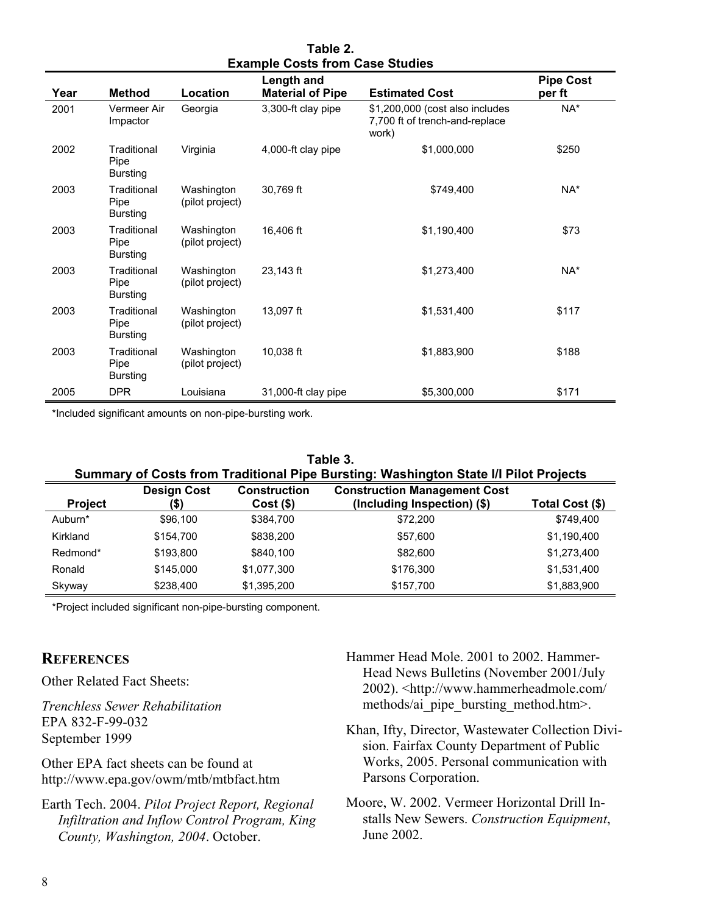**Table 2.**
**Example Costs from Case Studies**

| Year | Method | Location | Length and Material of Pipe | Estimated Cost | Pipe Cost per ft |
|---|---|---|---|---|---|
| 2001 | Vermeer Air Impactor | Georgia | 3,300-ft clay pipe | $1,200,000 (cost also includes 7,700 ft of trench-and-replace work) | NA* |
| 2002 | Traditional Pipe Bursting | Virginia | 4,000-ft clay pipe | $1,000,000 | $250 |
| 2003 | Traditional Pipe Bursting | Washington (pilot project) | 30,769 ft | $749,400 | NA* |
| 2003 | Traditional Pipe Bursting | Washington (pilot project) | 16,406 ft | $1,190,400 | $73 |
| 2003 | Traditional Pipe Bursting | Washington (pilot project) | 23,143 ft | $1,273,400 | NA* |
| 2003 | Traditional Pipe Bursting | Washington (pilot project) | 13,097 ft | $1,531,400 | $117 |
| 2003 | Traditional Pipe Bursting | Washington (pilot project) | 10,038 ft | $1,883,900 | $188 |
| 2005 | DPR | Louisiana | 31,000-ft clay pipe | $5,300,000 | $171 |

*Included significant amounts on non-pipe-bursting work.

**Table 3.**
**Summary of Costs from Traditional Pipe Bursting: Washington State I/I Pilot Projects**

| Project | Design Cost ($) | Construction Cost ($) | Construction Management Cost (Including Inspection) ($) | Total Cost ($) |
|---|---|---|---|---|
| Auburn* | $96,100 | $384,700 | $72,200 | $749,400 |
| Kirkland | $154,700 | $838,200 | $57,600 | $1,190,400 |
| Redmond* | $193,800 | $840,100 | $82,600 | $1,273,400 |
| Ronald | $145,000 | $1,077,300 | $176,300 | $1,531,400 |
| Skyway | $238,400 | $1,395,200 | $157,700 | $1,883,900 |

*Project included significant non-pipe-bursting component.

## REFERENCES

Other Related Fact Sheets:

*Trenchless Sewer Rehabilitation*
EPA 832-F-99-032
September 1999

Other EPA fact sheets can be found at http://www.epa.gov/owm/mtb/mtbfact.htm

Earth Tech. 2004. *Pilot Project Report, Regional Infiltration and Inflow Control Program, King County, Washington, 2004*. October.

Hammer Head Mole. 2001 to 2002. Hammer-Head News Bulletins (November 2001/July 2002). <http://www.hammerheadmole.com/methods/ai_pipe_bursting_method.htm>.

Khan, Ifty, Director, Wastewater Collection Division. Fairfax County Department of Public Works, 2005. Personal communication with Parsons Corporation.

Moore, W. 2002. Vermeer Horizontal Drill Installs New Sewers. *Construction Equipment*, June 2002.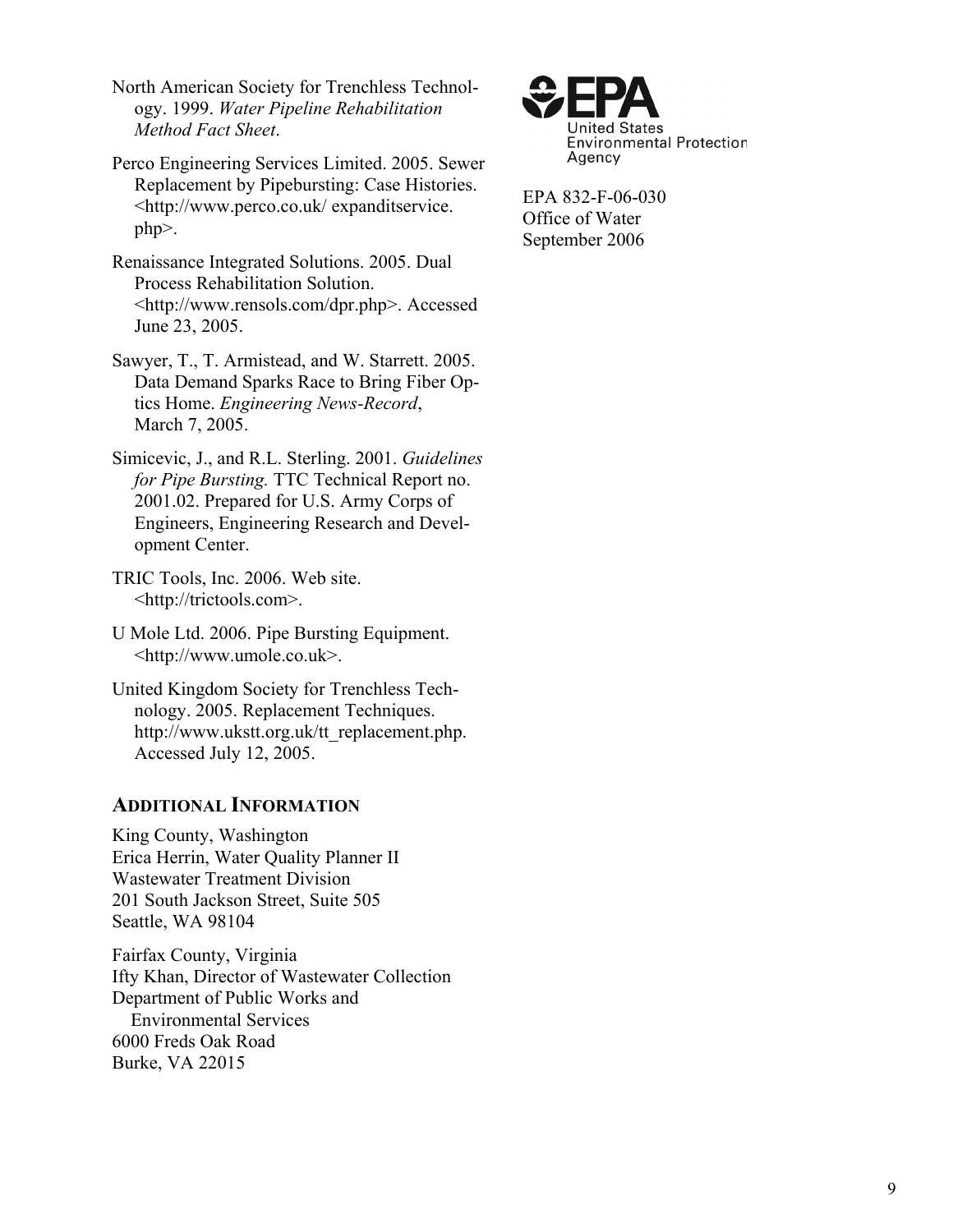North American Society for Trenchless Technology. 1999. *Water Pipeline Rehabilitation Method Fact Sheet*.

Perco Engineering Services Limited. 2005. Sewer Replacement by Pipebursting: Case Histories. <http://www.perco.co.uk/ expanditservice.php>.

Renaissance Integrated Solutions. 2005. Dual Process Rehabilitation Solution. <http://www.rensols.com/dpr.php>. Accessed June 23, 2005.

Sawyer, T., T. Armistead, and W. Starrett. 2005. Data Demand Sparks Race to Bring Fiber Optics Home. *Engineering News-Record*, March 7, 2005.

Simicevic, J., and R.L. Sterling. 2001. *Guidelines for Pipe Bursting.* TTC Technical Report no. 2001.02. Prepared for U.S. Army Corps of Engineers, Engineering Research and Development Center.

TRIC Tools, Inc. 2006. Web site. <http://trictools.com>.

U Mole Ltd. 2006. Pipe Bursting Equipment. <http://www.umole.co.uk>.

United Kingdom Society for Trenchless Technology. 2005. Replacement Techniques. http://www.ukstt.org.uk/tt_replacement.php. Accessed July 12, 2005.

## ADDITIONAL INFORMATION

King County, Washington
Erica Herrin, Water Quality Planner II
Wastewater Treatment Division
201 South Jackson Street, Suite 505
Seattle, WA 98104

Fairfax County, Virginia
Ifty Khan, Director of Wastewater Collection
Department of Public Works and Environmental Services
6000 Freds Oak Road
Burke, VA 22015

EPA
United States Environmental Protection Agency

EPA 832-F-06-030
Office of Water
September 2006